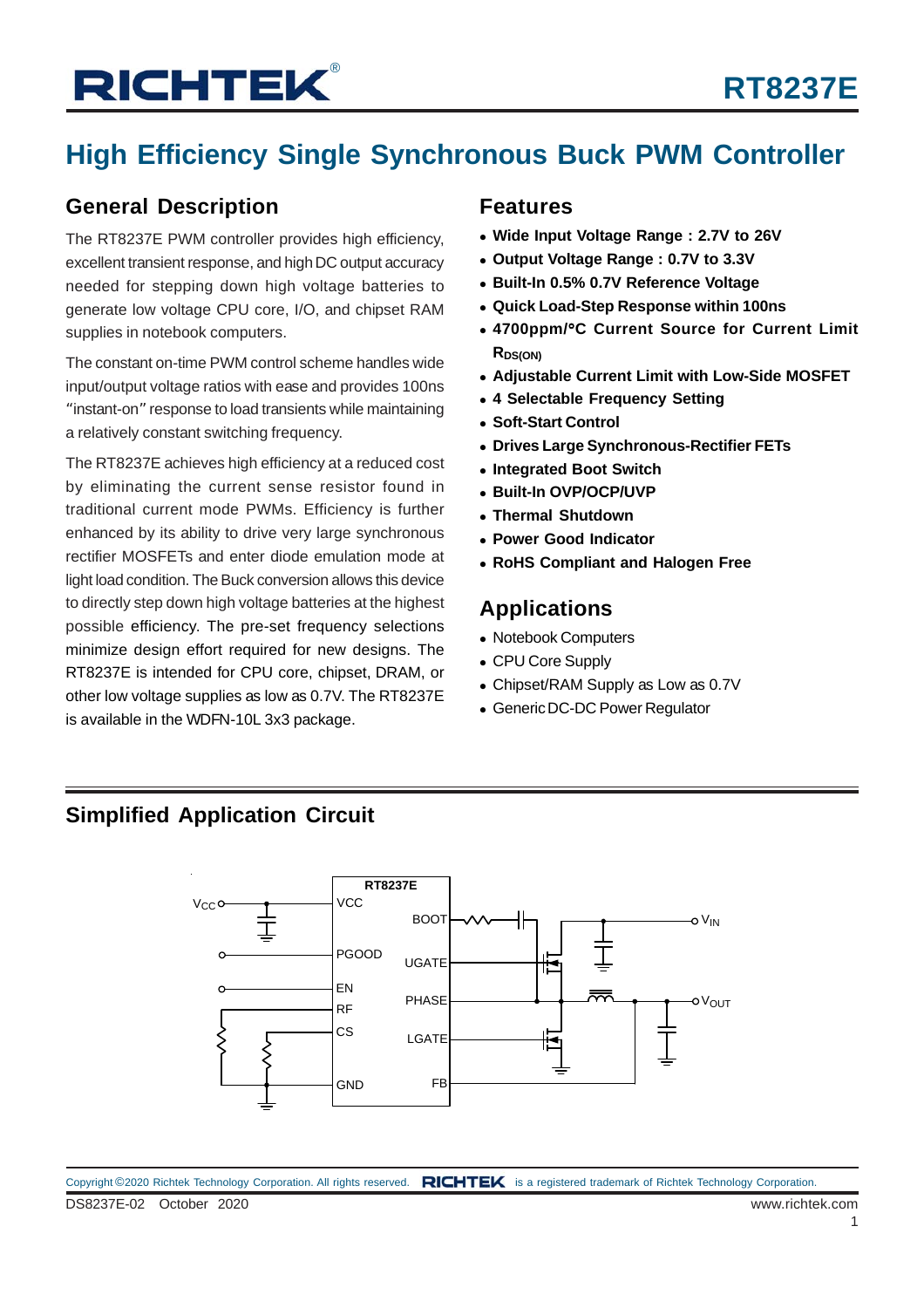# RT8237E

## High Efficiency Single Synchronous Buck PWM Controller

### General Description

The RT8237E PWM controller provides high efficiency, excellent transient response, and high DC output accuracy needed for stepping down high voltage batteries to generate low voltage CPU core, I/O, and chipset RAM supplies in notebook computers.

The constant on-time PWM control scheme handles wide input/output voltage ratios with ease and provides 100ns "instant-on" response to load transients while maintaining a relatively constant switching frequency.

The RT8237E achieves high efficiency at a reduced cost by eliminating the current sense resistor found in traditional current mode PWMs. Efficiency is further enhanced by its ability to drive very large synchronous rectifier MOSFETs and enter diode emulation mode at light load condition. The Buck conversion allows this device to directly step down high voltage batteries at the highest possible efficiency. The pre-set frequency selections minimize design effort required for new designs. The RT8237E is intended for CPU core, chipset, DRAM, or other low voltage supplies as low as 0.7V. The RT8237E is available in the WDFN-10L 3x3 package.

### Features

- **Wide Input Voltage Range : 2.7V to 26V**
- **Output Voltage Range : 0.7V to 3.3V**
- **Built-In 0.5% 0.7V Reference Voltage**
- **Quick Load-Step Response within 100ns**
- **4700ppm/°C Current Source for Current Limit $R_{DS(ON)}$**
- **Adjustable Current Limit with Low-Side MOSFET**
- **4 Selectable Frequency Setting**
- **Soft-Start Control**
- **Drives Large Synchronous-Rectifier FETs**
- **Integrated Boot Switch**
- **Built-In OVP/OCP/UVP**
- **Thermal Shutdown**
- **Power Good Indicator**
- **RoHS Compliant and Halogen Free**

### Applications

- Notebook Computers
- CPU Core Supply
- Chipset/RAM Supply as Low as 0.7V
- Generic DC-DC Power Regulator

### Simplified Application Circuit

RT8237E

VCC, PGOOD, EN, RF, CS, GND, BOOT, UGATE, PHASE, LGATE, FB

$V_{CC}$ $V_{IN}$ $V_{OUT}$

Copyright ©2020 Richtek Technology Corporation. All rights reserved. RICHTEK is a registered trademark of Richtek Technology Corporation.

DS8237E-02 October 2020 www.richtek.com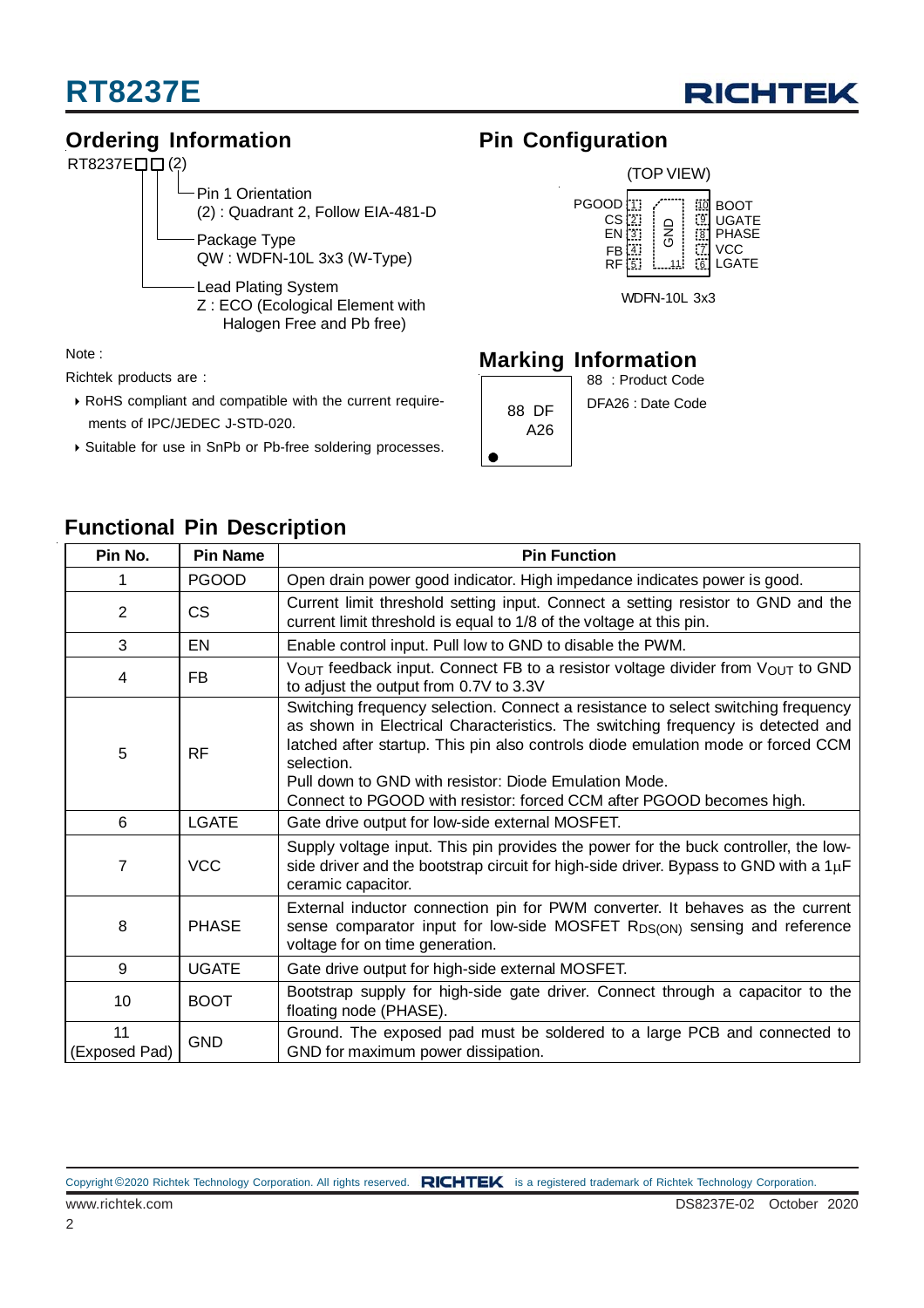## Ordering Information

RT8237E□□ (2)

- Pin 1 Orientation
  (2) : Quadrant 2, Follow EIA-481-D
- Package Type
  QW : WDFN-10L 3x3 (W-Type)
- Lead Plating System
  Z : ECO (Ecological Element with Halogen Free and Pb free)

Note :

Richtek products are :

- RoHS compliant and compatible with the current requirements of IPC/JEDEC J-STD-020.
- Suitable for use in SnPb or Pb-free soldering processes.

## Pin Configuration

(TOP VIEW)

| Pin | Name | | Pin | Name |
|---|---|---|---|---|
| 1 | PGOOD | | 10 | BOOT |
| 2 | CS | | 9 | UGATE |
| 3 | EN | GND (11) | 8 | PHASE |
| 4 | FB | | 7 | VCC |
| 5 | RF | | 6 | LGATE |

WDFN-10L 3x3

## Marking Information

88 DF
A26

88 : Product Code

DFA26 : Date Code

## Functional Pin Description

| Pin No. | Pin Name | Pin Function |
|---|---|---|
| 1 | PGOOD | Open drain power good indicator. High impedance indicates power is good. |
| 2 | CS | Current limit threshold setting input. Connect a setting resistor to GND and the current limit threshold is equal to 1/8 of the voltage at this pin. |
| 3 | EN | Enable control input. Pull low to GND to disable the PWM. |
| 4 | FB | $V_{OUT}$ feedback input. Connect FB to a resistor voltage divider from $V_{OUT}$ to GND to adjust the output from 0.7V to 3.3V |
| 5 | RF | Switching frequency selection. Connect a resistance to select switching frequency as shown in Electrical Characteristics. The switching frequency is detected and latched after startup. This pin also controls diode emulation mode or forced CCM selection.<br>Pull down to GND with resistor: Diode Emulation Mode.<br>Connect to PGOOD with resistor: forced CCM after PGOOD becomes high. |
| 6 | LGATE | Gate drive output for low-side external MOSFET. |
| 7 | VCC | Supply voltage input. This pin provides the power for the buck controller, the low-side driver and the bootstrap circuit for high-side driver. Bypass to GND with a 1μF ceramic capacitor. |
| 8 | PHASE | External inductor connection pin for PWM converter. It behaves as the current sense comparator input for low-side MOSFET $R_{DS(ON)}$ sensing and reference voltage for on time generation. |
| 9 | UGATE | Gate drive output for high-side external MOSFET. |
| 10 | BOOT | Bootstrap supply for high-side gate driver. Connect through a capacitor to the floating node (PHASE). |
| 11 (Exposed Pad) | GND | Ground. The exposed pad must be soldered to a large PCB and connected to GND for maximum power dissipation. |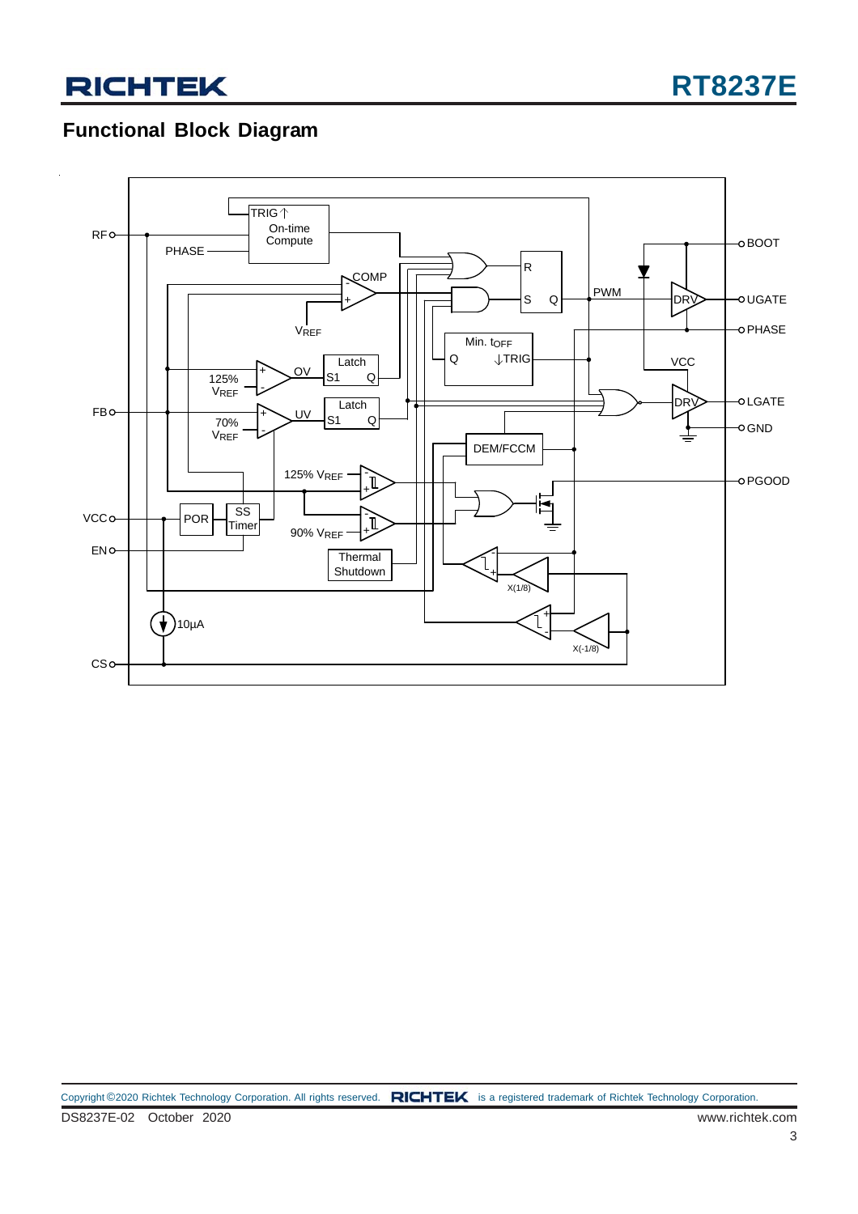## Functional Block Diagram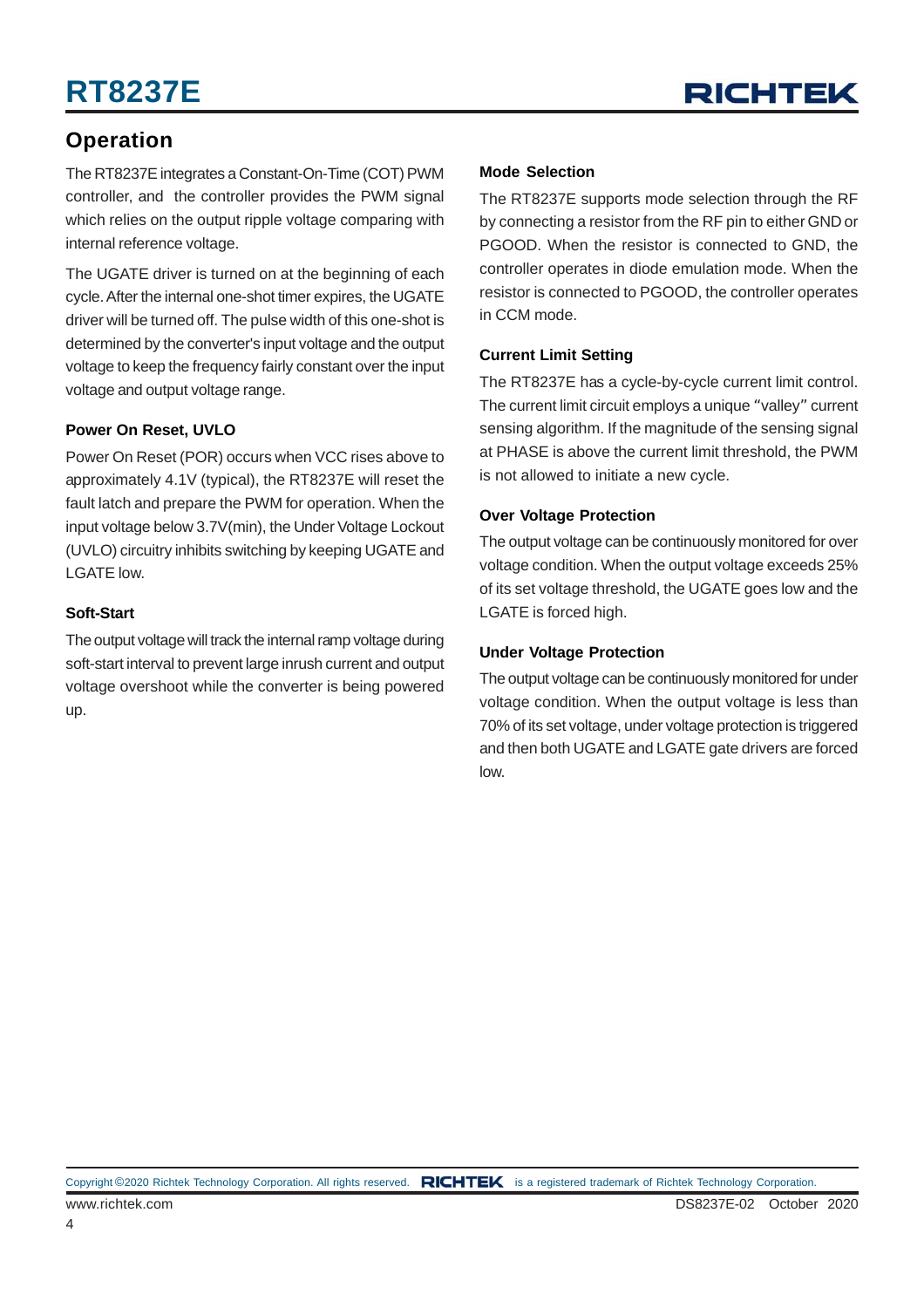## Operation

The RT8237E integrates a Constant-On-Time (COT) PWM controller, and the controller provides the PWM signal which relies on the output ripple voltage comparing with internal reference voltage.

The UGATE driver is turned on at the beginning of each cycle. After the internal one-shot timer expires, the UGATE driver will be turned off. The pulse width of this one-shot is determined by the converter's input voltage and the output voltage to keep the frequency fairly constant over the input voltage and output voltage range.

### Power On Reset, UVLO

Power On Reset (POR) occurs when VCC rises above to approximately 4.1V (typical), the RT8237E will reset the fault latch and prepare the PWM for operation. When the input voltage below 3.7V(min), the Under Voltage Lockout (UVLO) circuitry inhibits switching by keeping UGATE and LGATE low.

### Soft-Start

The output voltage will track the internal ramp voltage during soft-start interval to prevent large inrush current and output voltage overshoot while the converter is being powered up.

### Mode Selection

The RT8237E supports mode selection through the RF by connecting a resistor from the RF pin to either GND or PGOOD. When the resistor is connected to GND, the controller operates in diode emulation mode. When the resistor is connected to PGOOD, the controller operates in CCM mode.

### Current Limit Setting

The RT8237E has a cycle-by-cycle current limit control. The current limit circuit employs a unique "valley" current sensing algorithm. If the magnitude of the sensing signal at PHASE is above the current limit threshold, the PWM is not allowed to initiate a new cycle.

### Over Voltage Protection

The output voltage can be continuously monitored for over voltage condition. When the output voltage exceeds 25% of its set voltage threshold, the UGATE goes low and the LGATE is forced high.

### Under Voltage Protection

The output voltage can be continuously monitored for under voltage condition. When the output voltage is less than 70% of its set voltage, under voltage protection is triggered and then both UGATE and LGATE gate drivers are forced low.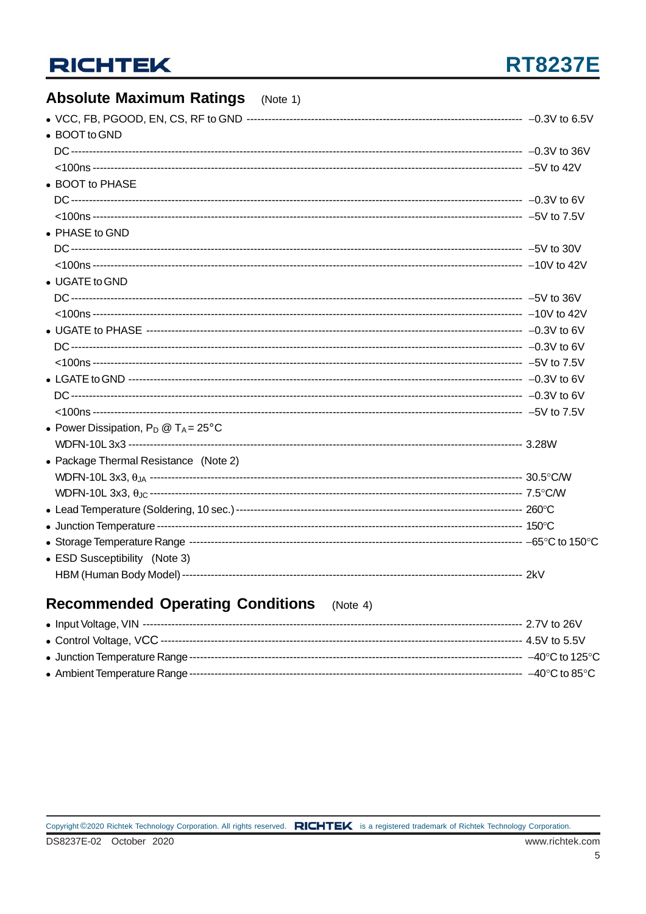## Absolute Maximum Ratings (Note 1)

- VCC, FB, PGOOD, EN, CS, RF to GND ---------- −0.3V to 6.5V
- BOOT to GND
  - DC ---------- −0.3V to 36V
  - <100ns ---------- −5V to 42V
- BOOT to PHASE
  - DC ---------- −0.3V to 6V
  - <100ns ---------- −5V to 7.5V
- PHASE to GND
  - DC ---------- −5V to 30V
  - <100ns ---------- −10V to 42V
- UGATE to GND
  - DC ---------- −5V to 36V
  - <100ns ---------- −10V to 42V
- UGATE to PHASE ---------- −0.3V to 6V
  - DC ---------- −0.3V to 6V
  - <100ns ---------- −5V to 7.5V
- LGATE to GND ---------- −0.3V to 6V
  - DC ---------- −0.3V to 6V
  - <100ns ---------- −5V to 7.5V
- Power Dissipation, $P_D$ @ $T_A$ = 25°C
  - WDFN-10L 3x3 ---------- 3.28W
- Package Thermal Resistance (Note 2)
  - WDFN-10L 3x3, $\theta_{JA}$ ---------- 30.5°C/W
  - WDFN-10L 3x3, $\theta_{JC}$ ---------- 7.5°C/W
- Lead Temperature (Soldering, 10 sec.) ---------- 260°C
- Junction Temperature ---------- 150°C
- Storage Temperature Range ---------- −65°C to 150°C
- ESD Susceptibility (Note 3)
  - HBM (Human Body Model) ---------- 2kV

## Recommended Operating Conditions (Note 4)

- Input Voltage, VIN ---------- 2.7V to 26V
- Control Voltage, VCC ---------- 4.5V to 5.5V
- Junction Temperature Range ---------- −40°C to 125°C
- Ambient Temperature Range ---------- −40°C to 85°C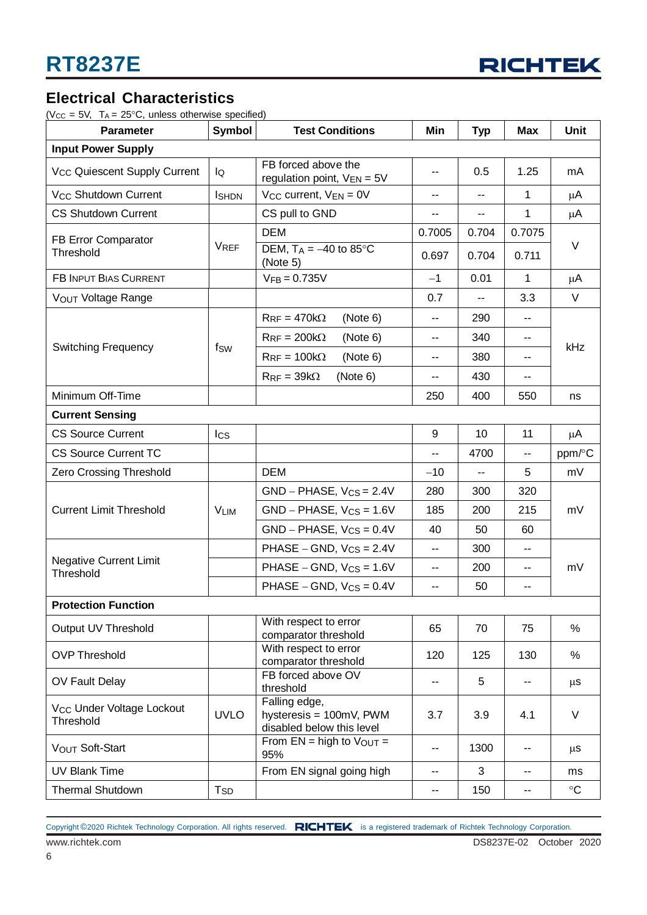## Electrical Characteristics

($V_{CC}$ = 5V, $T_A$ = 25°C, unless otherwise specified)

| Parameter | Symbol | Test Conditions | Min | Typ | Max | Unit |
|---|---|---|---|---|---|---|
| **Input Power Supply** | | | | | | |
| $V_{CC}$ Quiescent Supply Current | $I_Q$ | FB forced above the regulation point, $V_{EN}$ = 5V | -- | 0.5 | 1.25 | mA |
| $V_{CC}$ Shutdown Current | $I_{SHDN}$ | $V_{CC}$ current, $V_{EN}$ = 0V | -- | -- | 1 | μA |
| CS Shutdown Current | | CS pull to GND | -- | -- | 1 | μA |
| FB Error Comparator Threshold | $V_{REF}$ | DEM | 0.7005 | 0.704 | 0.7075 | V |
| | | DEM, $T_A$ = −40 to 85°C (Note 5) | 0.697 | 0.704 | 0.711 | |
| FB Input Bias Current | | $V_{FB}$ = 0.735V | −1 | 0.01 | 1 | μA |
| $V_{OUT}$ Voltage Range | | | 0.7 | -- | 3.3 | V |
| Switching Frequency | $f_{SW}$ | $R_{RF}$ = 470kΩ (Note 6) | -- | 290 | -- | kHz |
| | | $R_{RF}$ = 200kΩ (Note 6) | -- | 340 | -- | |
| | | $R_{RF}$ = 100kΩ (Note 6) | -- | 380 | -- | |
| | | $R_{RF}$ = 39kΩ (Note 6) | -- | 430 | -- | |
| Minimum Off-Time | | | 250 | 400 | 550 | ns |
| **Current Sensing** | | | | | | |
| CS Source Current | $I_{CS}$ | | 9 | 10 | 11 | μA |
| CS Source Current TC | | | -- | 4700 | -- | ppm/°C |
| Zero Crossing Threshold | | DEM | −10 | -- | 5 | mV |
| Current Limit Threshold | $V_{LIM}$ | GND − PHASE, $V_{CS}$ = 2.4V | 280 | 300 | 320 | mV |
| | | GND − PHASE, $V_{CS}$ = 1.6V | 185 | 200 | 215 | |
| | | GND − PHASE, $V_{CS}$ = 0.4V | 40 | 50 | 60 | |
| Negative Current Limit Threshold | | PHASE − GND, $V_{CS}$ = 2.4V | -- | 300 | -- | mV |
| | | PHASE − GND, $V_{CS}$ = 1.6V | -- | 200 | -- | |
| | | PHASE − GND, $V_{CS}$ = 0.4V | -- | 50 | -- | |
| **Protection Function** | | | | | | |
| Output UV Threshold | | With respect to error comparator threshold | 65 | 70 | 75 | % |
| OVP Threshold | | With respect to error comparator threshold | 120 | 125 | 130 | % |
| OV Fault Delay | | FB forced above OV threshold | -- | 5 | -- | μs |
| $V_{CC}$ Under Voltage Lockout Threshold | UVLO | Falling edge, hysteresis = 100mV, PWM disabled below this level | 3.7 | 3.9 | 4.1 | V |
| $V_{OUT}$ Soft-Start | | From EN = high to $V_{OUT}$ = 95% | -- | 1300 | -- | μs |
| UV Blank Time | | From EN signal going high | -- | 3 | -- | ms |
| Thermal Shutdown | $T_{SD}$ | | -- | 150 | -- | °C |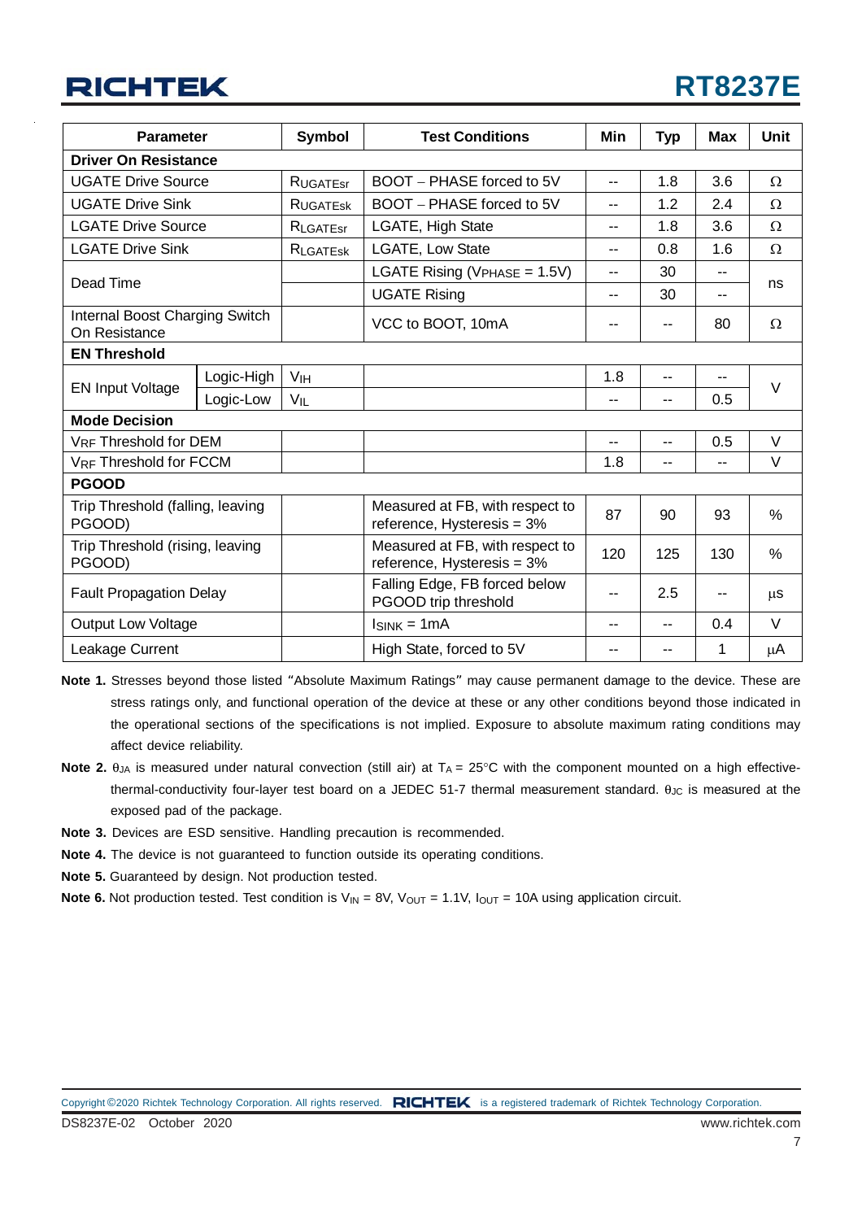| Parameter | | Symbol | Test Conditions | Min | Typ | Max | Unit |
|---|---|---|---|---|---|---|---|
| **Driver On Resistance** | | | | | | | |
| UGATE Drive Source | | $R_{UGATEsr}$ | BOOT – PHASE forced to 5V | -- | 1.8 | 3.6 | Ω |
| UGATE Drive Sink | | $R_{UGATEsk}$ | BOOT – PHASE forced to 5V | -- | 1.2 | 2.4 | Ω |
| LGATE Drive Source | | $R_{LGATEsr}$ | LGATE, High State | -- | 1.8 | 3.6 | Ω |
| LGATE Drive Sink | | $R_{LGATEsk}$ | LGATE, Low State | -- | 0.8 | 1.6 | Ω |
| Dead Time | | | LGATE Rising ($V_{PHASE}$ = 1.5V) | -- | 30 | -- | ns |
| | | | UGATE Rising | -- | 30 | -- | |
| Internal Boost Charging Switch On Resistance | | | VCC to BOOT, 10mA | -- | -- | 80 | Ω |
| **EN Threshold** | | | | | | | |
| EN Input Voltage | Logic-High | $V_{IH}$ | | 1.8 | -- | -- | V |
| | Logic-Low | $V_{IL}$ | | -- | -- | 0.5 | |
| **Mode Decision** | | | | | | | |
| $V_{RF}$ Threshold for DEM | | | | -- | -- | 0.5 | V |
| $V_{RF}$ Threshold for FCCM | | | | 1.8 | -- | -- | V |
| **PGOOD** | | | | | | | |
| Trip Threshold (falling, leaving PGOOD) | | | Measured at FB, with respect to reference, Hysteresis = 3% | 87 | 90 | 93 | % |
| Trip Threshold (rising, leaving PGOOD) | | | Measured at FB, with respect to reference, Hysteresis = 3% | 120 | 125 | 130 | % |
| Fault Propagation Delay | | | Falling Edge, FB forced below PGOOD trip threshold | -- | 2.5 | -- | μs |
| Output Low Voltage | | | $I_{SINK}$ = 1mA | -- | -- | 0.4 | V |
| Leakage Current | | | High State, forced to 5V | -- | -- | 1 | μA |

**Note 1.** Stresses beyond those listed "Absolute Maximum Ratings" may cause permanent damage to the device. These are stress ratings only, and functional operation of the device at these or any other conditions beyond those indicated in the operational sections of the specifications is not implied. Exposure to absolute maximum rating conditions may affect device reliability.

**Note 2.** $\theta_{JA}$ is measured under natural convection (still air) at $T_A$ = 25°C with the component mounted on a high effective-thermal-conductivity four-layer test board on a JEDEC 51-7 thermal measurement standard. $\theta_{JC}$ is measured at the exposed pad of the package.

**Note 3.** Devices are ESD sensitive. Handling precaution is recommended.

**Note 4.** The device is not guaranteed to function outside its operating conditions.

**Note 5.** Guaranteed by design. Not production tested.

**Note 6.** Not production tested. Test condition is $V_{IN}$ = 8V, $V_{OUT}$ = 1.1V, $I_{OUT}$ = 10A using application circuit.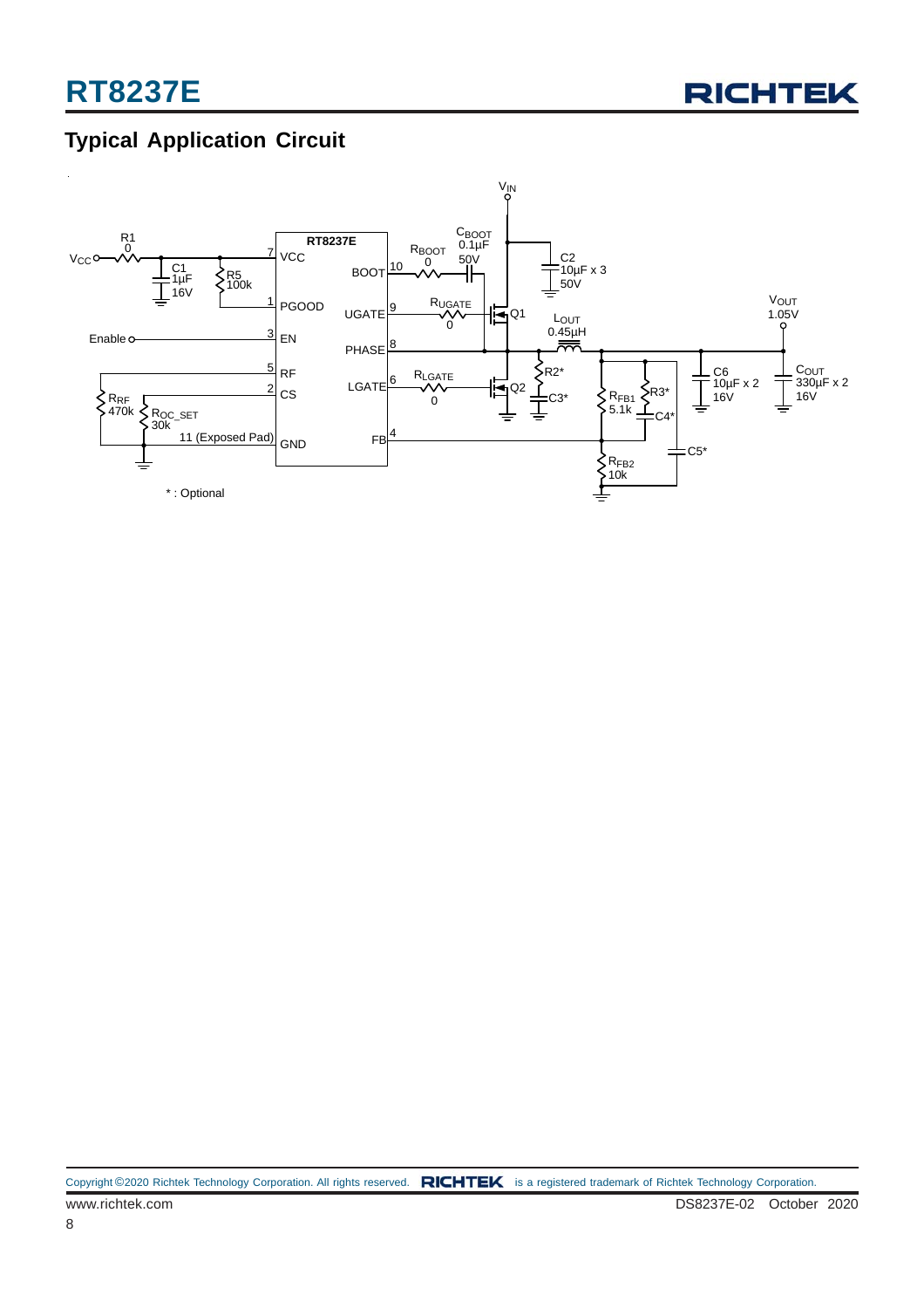## Typical Application Circuit

V$_{IN}$

C$_{BOOT}$ 0.1μF 50V

R1 0

V$_{CC}$

C1 1μF 16V

R5 100k

RT8237E

7 VCC

BOOT 10

R$_{BOOT}$ 0

C2 10μF x 3 50V

1 PGOOD

UGATE 9

R$_{UGATE}$ 0

Q1

L$_{OUT}$ 0.45μH

V$_{OUT}$ 1.05V

Enable

3 EN

PHASE 8

R2*

5 RF

LGATE 6

R$_{LGATE}$ 0

Q2

C3*

R$_{FB1}$ 5.1k

R3*

C4*

C6 10μF x 2 16V

C$_{OUT}$ 330μF x 2 16V

2 CS

R$_{RF}$ 470k

R$_{OC\_SET}$ 30k

11 (Exposed Pad) GND

FB 4

C5*

R$_{FB2}$ 10k

* : Optional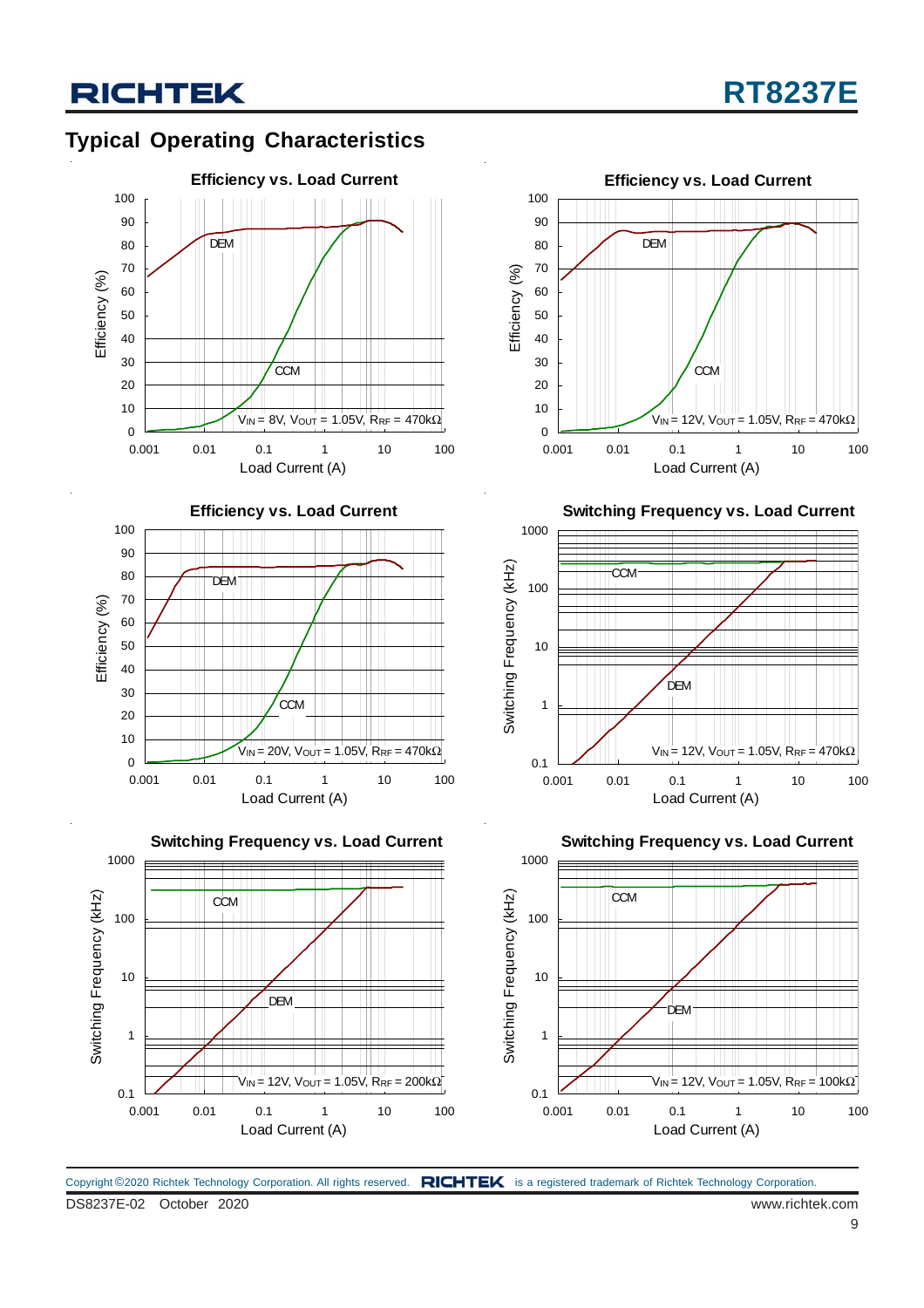## Typical Operating Characteristics

**Efficiency vs. Load Current**

Efficiency (%) vs. Load Current (A); curves: DEM, CCM; $V_{IN}$ = 8V, $V_{OUT}$ = 1.05V, $R_{RF}$ = 470kΩ

**Efficiency vs. Load Current**

Efficiency (%) vs. Load Current (A); curves: DEM, CCM; $V_{IN}$ = 12V, $V_{OUT}$ = 1.05V, $R_{RF}$ = 470kΩ

**Efficiency vs. Load Current**

Efficiency (%) vs. Load Current (A); curves: DEM, CCM; $V_{IN}$ = 20V, $V_{OUT}$ = 1.05V, $R_{RF}$ = 470kΩ

**Switching Frequency vs. Load Current**

Switching Frequency (kHz) vs. Load Current (A); curves: CCM, DEM; $V_{IN}$ = 12V, $V_{OUT}$ = 1.05V, $R_{RF}$ = 470kΩ

**Switching Frequency vs. Load Current**

Switching Frequency (kHz) vs. Load Current (A); curves: CCM, DEM; $V_{IN}$ = 12V, $V_{OUT}$ = 1.05V, $R_{RF}$ = 200kΩ

**Switching Frequency vs. Load Current**

Switching Frequency (kHz) vs. Load Current (A); curves: CCM, DEM; $V_{IN}$ = 12V, $V_{OUT}$ = 1.05V, $R_{RF}$ = 100kΩ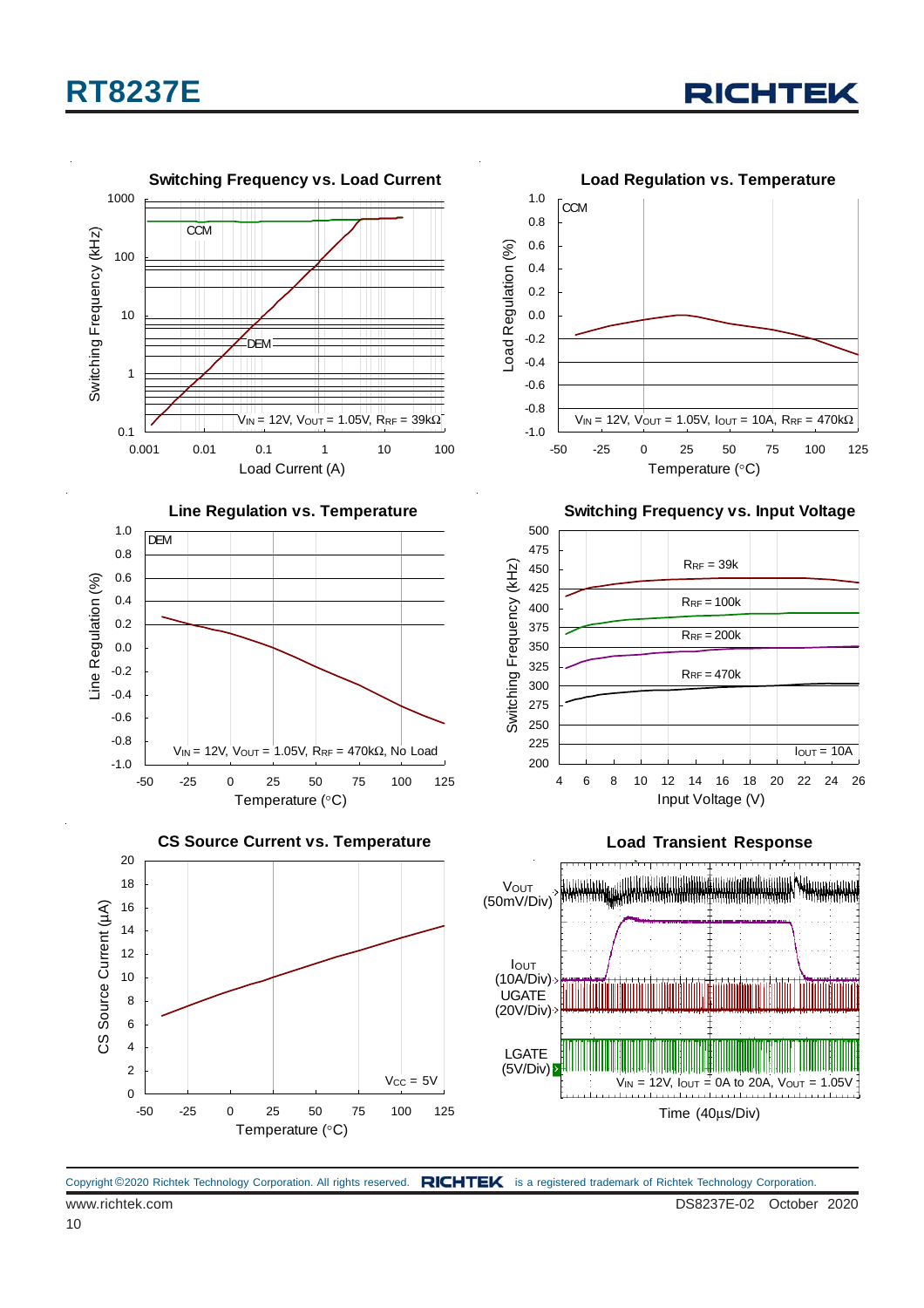**Switching Frequency vs. Load Current**

Switching Frequency (kHz) vs. Load Current (A)

CCM

DEM

$V_{IN}$ = 12V, $V_{OUT}$ = 1.05V, $R_{RF}$ = 39kΩ

**Load Regulation vs. Temperature**

Load Regulation (%) vs. Temperature (°C)

CCM

$V_{IN}$ = 12V, $V_{OUT}$ = 1.05V, $I_{OUT}$ = 10A, $R_{RF}$ = 470kΩ

**Line Regulation vs. Temperature**

Line Regulation (%) vs. Temperature (°C)

DEM

$V_{IN}$ = 12V, $V_{OUT}$ = 1.05V, $R_{RF}$ = 470kΩ, No Load

**Switching Frequency vs. Input Voltage**

Switching Frequency (kHz) vs. Input Voltage (V)

$R_{RF}$ = 39k

$R_{RF}$ = 100k

$R_{RF}$ = 200k

$R_{RF}$ = 470k

$I_{OUT}$ = 10A

**CS Source Current vs. Temperature**

CS Source Current (μA) vs. Temperature (°C)

$V_{CC}$ = 5V

**Load Transient Response**

$V_{OUT}$ (50mV/Div)

$I_{OUT}$ (10A/Div)

UGATE (20V/Div)

LGATE (5V/Div)

$V_{IN}$ = 12V, $I_{OUT}$ = 0A to 20A, $V_{OUT}$ = 1.05V

Time (40μs/Div)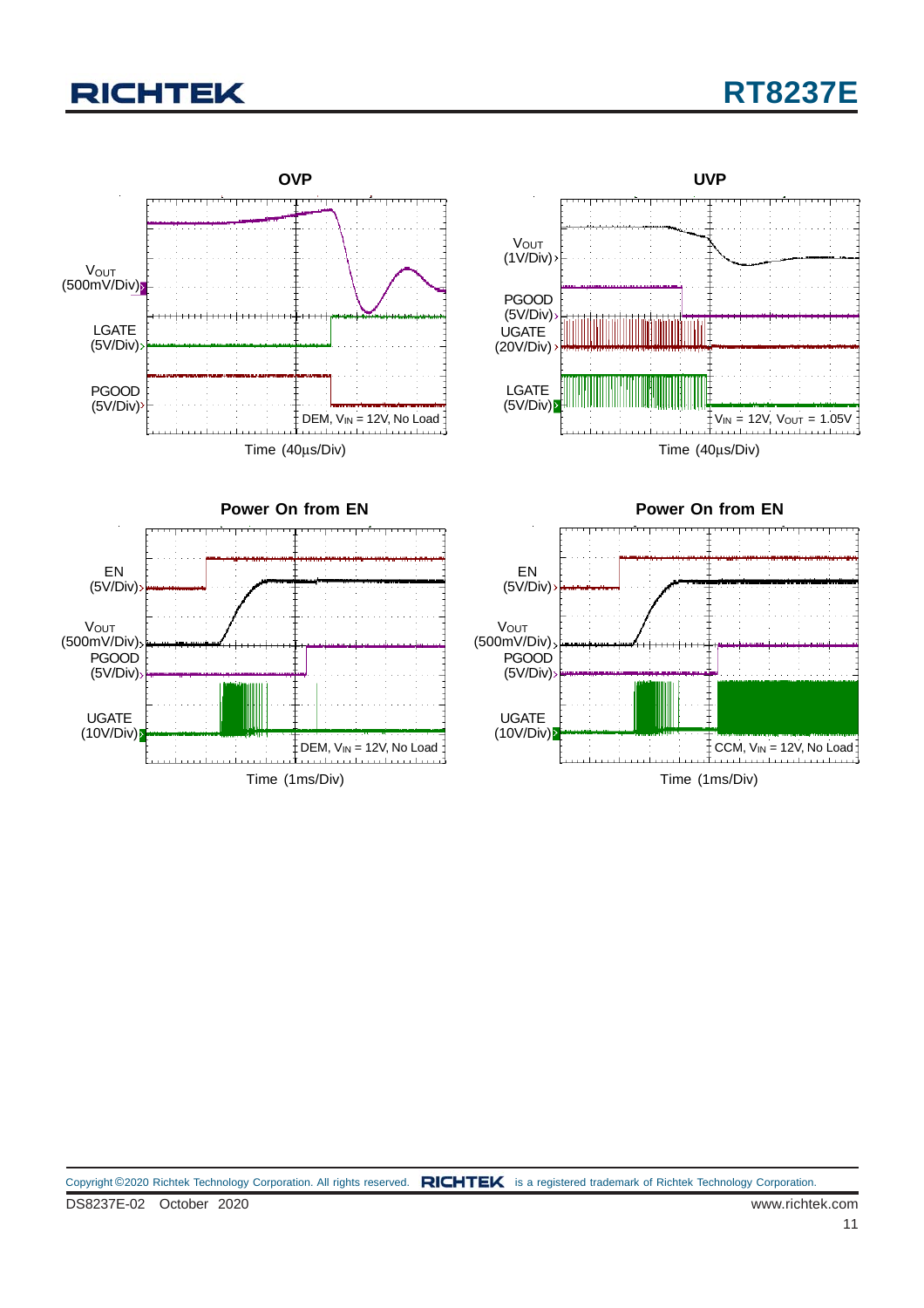### OVP

$V_{OUT}$ (500mV/Div)

LGATE (5V/Div)

PGOOD (5V/Div)

DEM, $V_{IN}$ = 12V, No Load

Time (40μs/Div)

### UVP

$V_{OUT}$ (1V/Div)

PGOOD (5V/Div)

UGATE (20V/Div)

LGATE (5V/Div)

$V_{IN}$ = 12V, $V_{OUT}$ = 1.05V

Time (40μs/Div)

### Power On from EN

EN (5V/Div)

$V_{OUT}$ (500mV/Div)

PGOOD (5V/Div)

UGATE (10V/Div)

DEM, $V_{IN}$ = 12V, No Load

Time (1ms/Div)

### Power On from EN

EN (5V/Div)

$V_{OUT}$ (500mV/Div)

PGOOD (5V/Div)

UGATE (10V/Div)

CCM, $V_{IN}$ = 12V, No Load

Time (1ms/Div)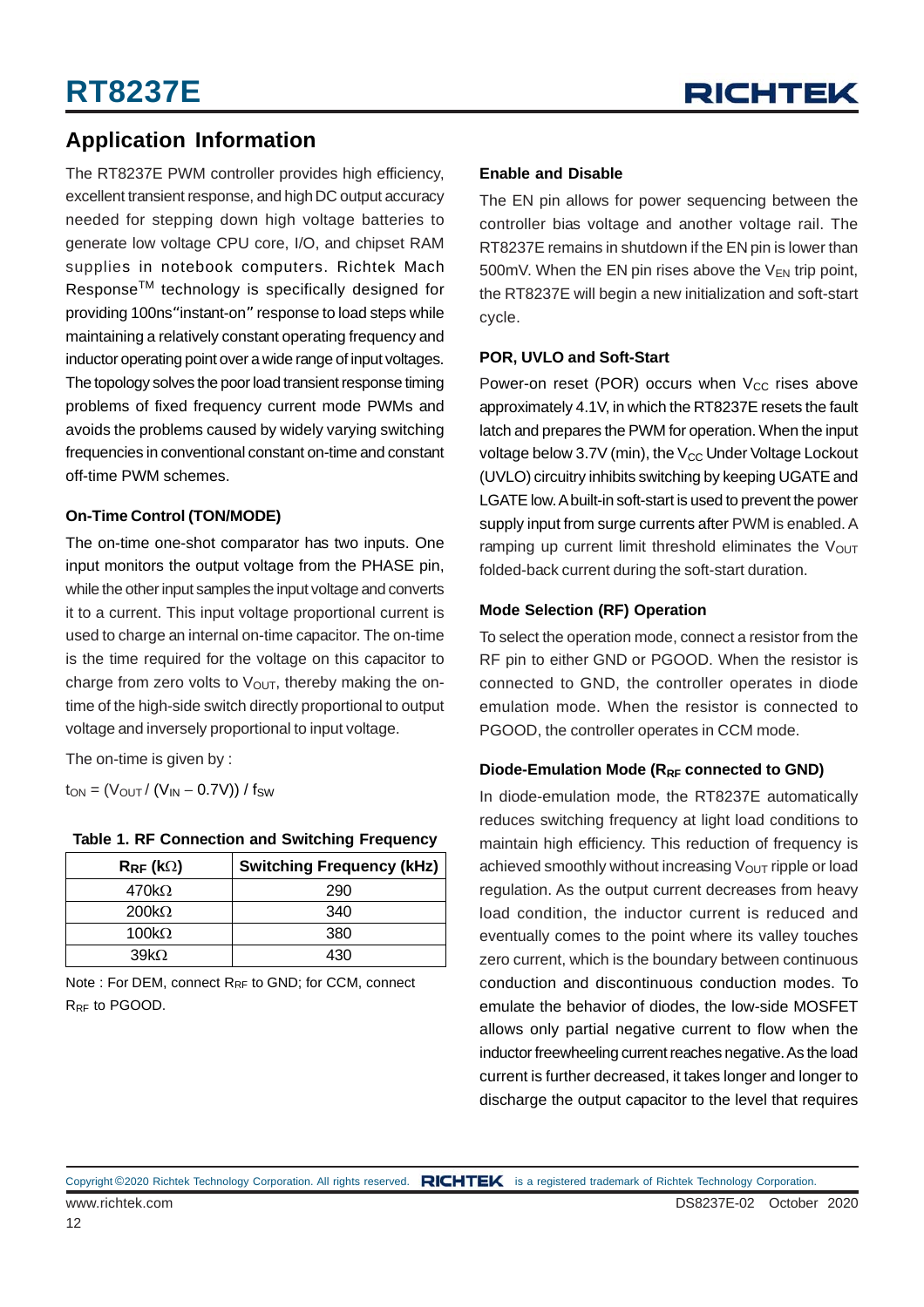## Application Information

The RT8237E PWM controller provides high efficiency, excellent transient response, and high DC output accuracy needed for stepping down high voltage batteries to generate low voltage CPU core, I/O, and chipset RAM supplies in notebook computers. Richtek Mach Response$^{TM}$ technology is specifically designed for providing 100ns"instant-on" response to load steps while maintaining a relatively constant operating frequency and inductor operating point over a wide range of input voltages. The topology solves the poor load transient response timing problems of fixed frequency current mode PWMs and avoids the problems caused by widely varying switching frequencies in conventional constant on-time and constant off-time PWM schemes.

### On-Time Control (TON/MODE)

The on-time one-shot comparator has two inputs. One input monitors the output voltage from the PHASE pin, while the other input samples the input voltage and converts it to a current. This input voltage proportional current is used to charge an internal on-time capacitor. The on-time is the time required for the voltage on this capacitor to charge from zero volts to $V_{OUT}$, thereby making the on-time of the high-side switch directly proportional to output voltage and inversely proportional to input voltage.

The on-time is given by :

$t_{ON} = (V_{OUT} / (V_{IN} - 0.7V)) / f_{SW}$

**Table 1. RF Connection and Switching Frequency**

| $R_{RF}$ (kΩ) | Switching Frequency (kHz) |
|---|---|
| 470kΩ | 290 |
| 200kΩ | 340 |
| 100kΩ | 380 |
| 39kΩ | 430 |

Note : For DEM, connect $R_{RF}$ to GND; for CCM, connect $R_{RF}$ to PGOOD.

### Enable and Disable

The EN pin allows for power sequencing between the controller bias voltage and another voltage rail. The RT8237E remains in shutdown if the EN pin is lower than 500mV. When the EN pin rises above the $V_{EN}$ trip point, the RT8237E will begin a new initialization and soft-start cycle.

### POR, UVLO and Soft-Start

Power-on reset (POR) occurs when $V_{CC}$ rises above approximately 4.1V, in which the RT8237E resets the fault latch and prepares the PWM for operation. When the input voltage below 3.7V (min), the $V_{CC}$ Under Voltage Lockout (UVLO) circuitry inhibits switching by keeping UGATE and LGATE low. A built-in soft-start is used to prevent the power supply input from surge currents after PWM is enabled. A ramping up current limit threshold eliminates the $V_{OUT}$ folded-back current during the soft-start duration.

### Mode Selection (RF) Operation

To select the operation mode, connect a resistor from the RF pin to either GND or PGOOD. When the resistor is connected to GND, the controller operates in diode emulation mode. When the resistor is connected to PGOOD, the controller operates in CCM mode.

### Diode-Emulation Mode ($R_{RF}$ connected to GND)

In diode-emulation mode, the RT8237E automatically reduces switching frequency at light load conditions to maintain high efficiency. This reduction of frequency is achieved smoothly without increasing $V_{OUT}$ ripple or load regulation. As the output current decreases from heavy load condition, the inductor current is reduced and eventually comes to the point where its valley touches zero current, which is the boundary between continuous conduction and discontinuous conduction modes. To emulate the behavior of diodes, the low-side MOSFET allows only partial negative current to flow when the inductor freewheeling current reaches negative. As the load current is further decreased, it takes longer and longer to discharge the output capacitor to the level that requires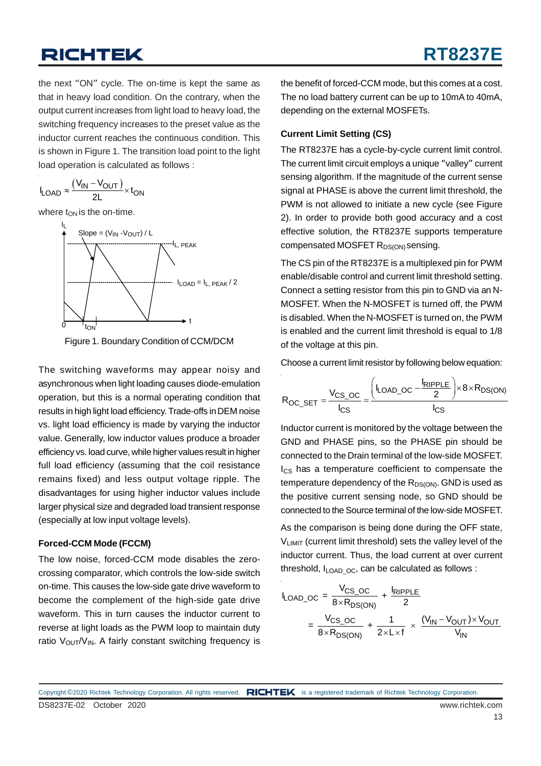the next "ON" cycle. The on-time is kept the same as that in heavy load condition. On the contrary, when the output current increases from light load to heavy load, the switching frequency increases to the preset value as the inductor current reaches the continuous condition. This is shown in Figure 1. The transition load point to the light load operation is calculated as follows :

$$I_{LOAD} \approx \frac{(V_{IN} - V_{OUT})}{2L} \times t_{ON}$$

where $t_{ON}$ is the on-time.

Figure 1. Boundary Condition of CCM/DCM

The switching waveforms may appear noisy and asynchronous when light loading causes diode-emulation operation, but this is a normal operating condition that results in high light load efficiency. Trade-offs in DEM noise vs. light load efficiency is made by varying the inductor value. Generally, low inductor values produce a broader efficiency vs. load curve, while higher values result in higher full load efficiency (assuming that the coil resistance remains fixed) and less output voltage ripple. The disadvantages for using higher inductor values include larger physical size and degraded load transient response (especially at low input voltage levels).

**Forced-CCM Mode (FCCM)**

The low noise, forced-CCM mode disables the zero-crossing comparator, which controls the low-side switch on-time. This causes the low-side gate drive waveform to become the complement of the high-side gate drive waveform. This in turn causes the inductor current to reverse at light loads as the PWM loop to maintain duty ratio $V_{OUT}/V_{IN}$. A fairly constant switching frequency is the benefit of forced-CCM mode, but this comes at a cost. The no load battery current can be up to 10mA to 40mA, depending on the external MOSFETs.

**Current Limit Setting (CS)**

The RT8237E has a cycle-by-cycle current limit control. The current limit circuit employs a unique "valley" current sensing algorithm. If the magnitude of the current sense signal at PHASE is above the current limit threshold, the PWM is not allowed to initiate a new cycle (see Figure 2). In order to provide both good accuracy and a cost effective solution, the RT8237E supports temperature compensated MOSFET $R_{DS(ON)}$ sensing.

The CS pin of the RT8237E is a multiplexed pin for PWM enable/disable control and current limit threshold setting. Connect a setting resistor from this pin to GND via an N-MOSFET. When the N-MOSFET is turned off, the PWM is disabled. When the N-MOSFET is turned on, the PWM is enabled and the current limit threshold is equal to 1/8 of the voltage at this pin.

Choose a current limit resistor by following below equation:

$$R_{OC\_SET} = \frac{V_{CS\_OC}}{I_{CS}} = \frac{\left(I_{LOAD\_OC} - \frac{I_{RIPPLE}}{2}\right) \times 8 \times R_{DS(ON)}}{I_{CS}}$$

Inductor current is monitored by the voltage between the GND and PHASE pins, so the PHASE pin should be connected to the Drain terminal of the low-side MOSFET. $I_{CS}$ has a temperature coefficient to compensate the temperature dependency of the $R_{DS(ON)}$. GND is used as the positive current sensing node, so GND should be connected to the Source terminal of the low-side MOSFET.

As the comparison is being done during the OFF state, $V_{LIMIT}$ (current limit threshold) sets the valley level of the inductor current. Thus, the load current at over current threshold, $I_{LOAD\_OC}$, can be calculated as follows :

$$I_{LOAD\_OC} = \frac{V_{CS\_OC}}{8 \times R_{DS(ON)}} + \frac{I_{RIPPLE}}{2}$$

$$= \frac{V_{CS\_OC}}{8 \times R_{DS(ON)}} + \frac{1}{2 \times L \times f} \times \frac{(V_{IN} - V_{OUT}) \times V_{OUT}}{V_{IN}}$$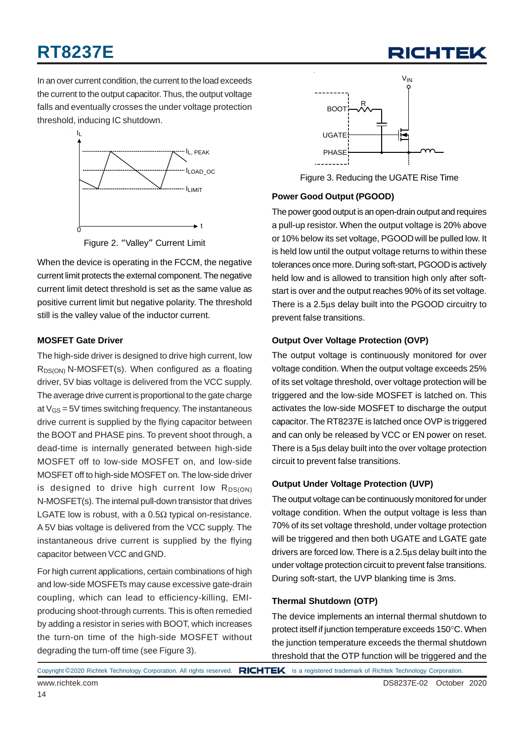In an over current condition, the current to the load exceeds the current to the output capacitor. Thus, the output voltage falls and eventually crosses the under voltage protection threshold, inducing IC shutdown.

Figure 2. "Valley" Current Limit

When the device is operating in the FCCM, the negative current limit protects the external component. The negative current limit detect threshold is set as the same value as positive current limit but negative polarity. The threshold still is the valley value of the inductor current.

### MOSFET Gate Driver

The high-side driver is designed to drive high current, low $R_{DS(ON)}$ N-MOSFET(s). When configured as a floating driver, 5V bias voltage is delivered from the VCC supply. The average drive current is proportional to the gate charge at $V_{GS}$ = 5V times switching frequency. The instantaneous drive current is supplied by the flying capacitor between the BOOT and PHASE pins. To prevent shoot through, a dead-time is internally generated between high-side MOSFET off to low-side MOSFET on, and low-side MOSFET off to high-side MOSFET on. The low-side driver is designed to drive high current low $R_{DS(ON)}$ N-MOSFET(s). The internal pull-down transistor that drives LGATE low is robust, with a 0.5Ω typical on-resistance. A 5V bias voltage is delivered from the VCC supply. The instantaneous drive current is supplied by the flying capacitor between VCC and GND.

For high current applications, certain combinations of high and low-side MOSFETs may cause excessive gate-drain coupling, which can lead to efficiency-killing, EMI-producing shoot-through currents. This is often remedied by adding a resistor in series with BOOT, which increases the turn-on time of the high-side MOSFET without degrading the turn-off time (see Figure 3).

Figure 3. Reducing the UGATE Rise Time

### Power Good Output (PGOOD)

The power good output is an open-drain output and requires a pull-up resistor. When the output voltage is 20% above or 10% below its set voltage, PGOOD will be pulled low. It is held low until the output voltage returns to within these tolerances once more. During soft-start, PGOOD is actively held low and is allowed to transition high only after soft-start is over and the output reaches 90% of its set voltage. There is a 2.5μs delay built into the PGOOD circuitry to prevent false transitions.

### Output Over Voltage Protection (OVP)

The output voltage is continuously monitored for over voltage condition. When the output voltage exceeds 25% of its set voltage threshold, over voltage protection will be triggered and the low-side MOSFET is latched on. This activates the low-side MOSFET to discharge the output capacitor. The RT8237E is latched once OVP is triggered and can only be released by VCC or EN power on reset. There is a 5μs delay built into the over voltage protection circuit to prevent false transitions.

### Output Under Voltage Protection (UVP)

The output voltage can be continuously monitored for under voltage condition. When the output voltage is less than 70% of its set voltage threshold, under voltage protection will be triggered and then both UGATE and LGATE gate drivers are forced low. There is a 2.5μs delay built into the under voltage protection circuit to prevent false transitions. During soft-start, the UVP blanking time is 3ms.

### Thermal Shutdown (OTP)

The device implements an internal thermal shutdown to protect itself if junction temperature exceeds 150°C. When the junction temperature exceeds the thermal shutdown threshold that the OTP function will be triggered and the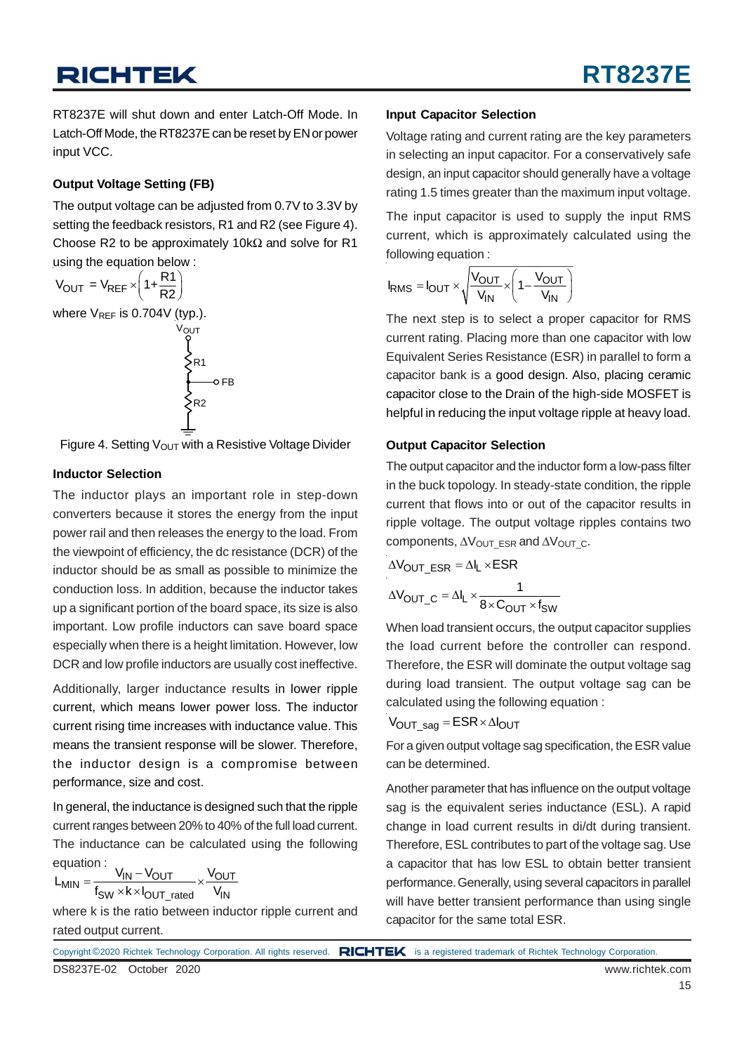RT8237E will shut down and enter Latch-Off Mode. In Latch-Off Mode, the RT8237E can be reset by EN or power input VCC.

### Output Voltage Setting (FB)

The output voltage can be adjusted from 0.7V to 3.3V by setting the feedback resistors, R1 and R2 (see Figure 4). Choose R2 to be approximately 10kΩ and solve for R1 using the equation below :

$$V_{OUT} = V_{REF} \times \left(1 + \frac{R1}{R2}\right)$$

where $V_{REF}$ is 0.704V (typ.).

Figure 4. Setting $V_{OUT}$ with a Resistive Voltage Divider

### Inductor Selection

The inductor plays an important role in step-down converters because it stores the energy from the input power rail and then releases the energy to the load. From the viewpoint of efficiency, the dc resistance (DCR) of the inductor should be as small as possible to minimize the conduction loss. In addition, because the inductor takes up a significant portion of the board space, its size is also important. Low profile inductors can save board space especially when there is a height limitation. However, low DCR and low profile inductors are usually cost ineffective.

Additionally, larger inductance results in lower ripple current, which means lower power loss. The inductor current rising time increases with inductance value. This means the transient response will be slower. Therefore, the inductor design is a compromise between performance, size and cost.

In general, the inductance is designed such that the ripple current ranges between 20% to 40% of the full load current. The inductance can be calculated using the following equation :

$$L_{MIN} = \frac{V_{IN} - V_{OUT}}{f_{SW} \times k \times I_{OUT\_rated}} \times \frac{V_{OUT}}{V_{IN}}$$

where k is the ratio between inductor ripple current and rated output current.

### Input Capacitor Selection

Voltage rating and current rating are the key parameters in selecting an input capacitor. For a conservatively safe design, an input capacitor should generally have a voltage rating 1.5 times greater than the maximum input voltage.

The input capacitor is used to supply the input RMS current, which is approximately calculated using the following equation :

$$I_{RMS} = I_{OUT} \times \sqrt{\frac{V_{OUT}}{V_{IN}} \times \left(1 - \frac{V_{OUT}}{V_{IN}}\right)}$$

The next step is to select a proper capacitor for RMS current rating. Placing more than one capacitor with low Equivalent Series Resistance (ESR) in parallel to form a capacitor bank is a good design. Also, placing ceramic capacitor close to the Drain of the high-side MOSFET is helpful in reducing the input voltage ripple at heavy load.

### Output Capacitor Selection

The output capacitor and the inductor form a low-pass filter in the buck topology. In steady-state condition, the ripple current that flows into or out of the capacitor results in ripple voltage. The output voltage ripples contains two components, $\Delta V_{OUT\_ESR}$ and $\Delta V_{OUT\_C}$.

$$\Delta V_{OUT\_ESR} = \Delta I_L \times ESR$$

$$\Delta V_{OUT\_C} = \Delta I_L \times \frac{1}{8 \times C_{OUT} \times f_{SW}}$$

When load transient occurs, the output capacitor supplies the load current before the controller can respond. Therefore, the ESR will dominate the output voltage sag during load transient. The output voltage sag can be calculated using the following equation :

$$V_{OUT\_sag} = ESR \times \Delta I_{OUT}$$

For a given output voltage sag specification, the ESR value can be determined.

Another parameter that has influence on the output voltage sag is the equivalent series inductance (ESL). A rapid change in load current results in di/dt during transient. Therefore, ESL contributes to part of the voltage sag. Use a capacitor that has low ESL to obtain better transient performance. Generally, using several capacitors in parallel will have better transient performance than using single capacitor for the same total ESR.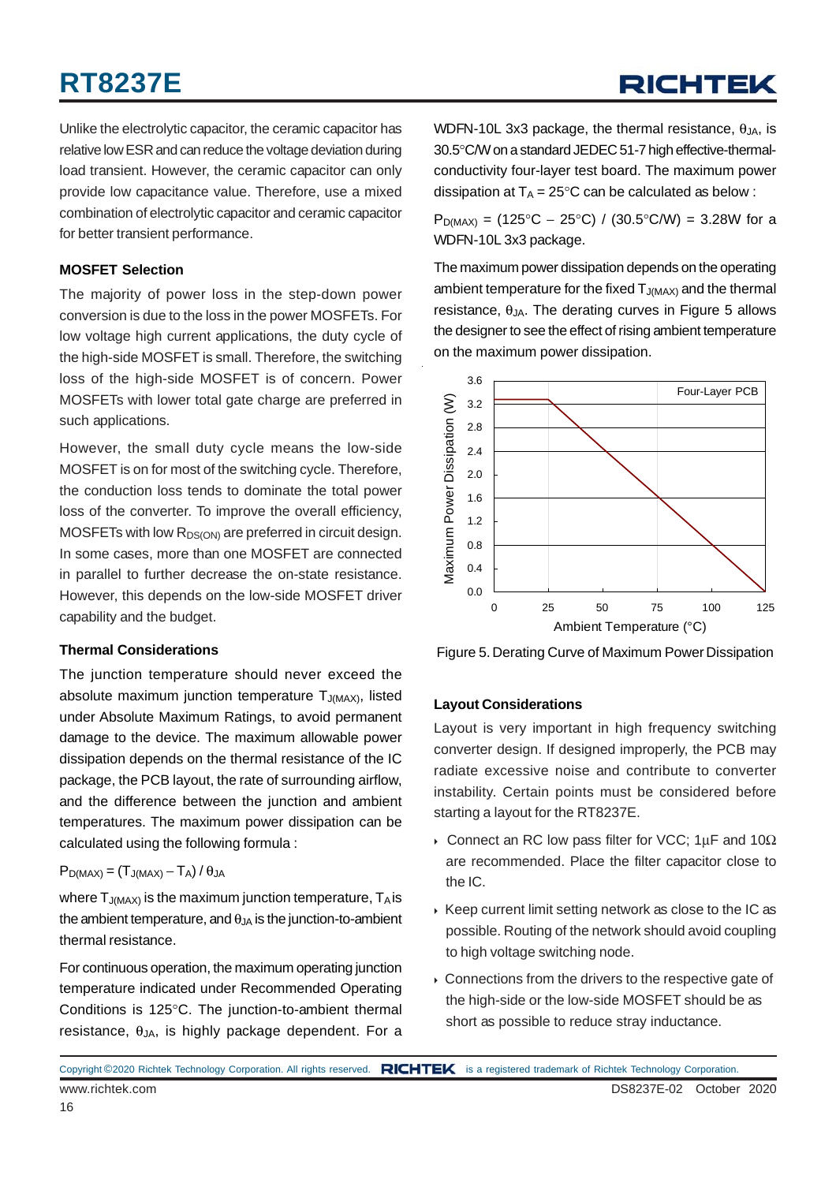Unlike the electrolytic capacitor, the ceramic capacitor has relative low ESR and can reduce the voltage deviation during load transient. However, the ceramic capacitor can only provide low capacitance value. Therefore, use a mixed combination of electrolytic capacitor and ceramic capacitor for better transient performance.

**MOSFET Selection**

The majority of power loss in the step-down power conversion is due to the loss in the power MOSFETs. For low voltage high current applications, the duty cycle of the high-side MOSFET is small. Therefore, the switching loss of the high-side MOSFET is of concern. Power MOSFETs with lower total gate charge are preferred in such applications.

However, the small duty cycle means the low-side MOSFET is on for most of the switching cycle. Therefore, the conduction loss tends to dominate the total power loss of the converter. To improve the overall efficiency, MOSFETs with low $R_{DS(ON)}$ are preferred in circuit design. In some cases, more than one MOSFET are connected in parallel to further decrease the on-state resistance. However, this depends on the low-side MOSFET driver capability and the budget.

**Thermal Considerations**

The junction temperature should never exceed the absolute maximum junction temperature $T_{J(MAX)}$, listed under Absolute Maximum Ratings, to avoid permanent damage to the device. The maximum allowable power dissipation depends on the thermal resistance of the IC package, the PCB layout, the rate of surrounding airflow, and the difference between the junction and ambient temperatures. The maximum power dissipation can be calculated using the following formula :

$$P_{D(MAX)} = (T_{J(MAX)} - T_A) / \theta_{JA}$$

where $T_{J(MAX)}$ is the maximum junction temperature, $T_A$ is the ambient temperature, and $\theta_{JA}$ is the junction-to-ambient thermal resistance.

For continuous operation, the maximum operating junction temperature indicated under Recommended Operating Conditions is 125°C. The junction-to-ambient thermal resistance, $\theta_{JA}$, is highly package dependent. For a WDFN-10L 3x3 package, the thermal resistance, $\theta_{JA}$, is 30.5°C/W on a standard JEDEC 51-7 high effective-thermal-conductivity four-layer test board. The maximum power dissipation at $T_A$ = 25°C can be calculated as below :

$P_{D(MAX)}$ = (125°C − 25°C) / (30.5°C/W) = 3.28W for a WDFN-10L 3x3 package.

The maximum power dissipation depends on the operating ambient temperature for the fixed $T_{J(MAX)}$ and the thermal resistance, $\theta_{JA}$. The derating curves in Figure 5 allows the designer to see the effect of rising ambient temperature on the maximum power dissipation.

Figure 5. Derating Curve of Maximum Power Dissipation

**Layout Considerations**

Layout is very important in high frequency switching converter design. If designed improperly, the PCB may radiate excessive noise and contribute to converter instability. Certain points must be considered before starting a layout for the RT8237E.

- Connect an RC low pass filter for VCC; 1μF and 10Ω are recommended. Place the filter capacitor close to the IC.
- Keep current limit setting network as close to the IC as possible. Routing of the network should avoid coupling to high voltage switching node.
- Connections from the drivers to the respective gate of the high-side or the low-side MOSFET should be as short as possible to reduce stray inductance.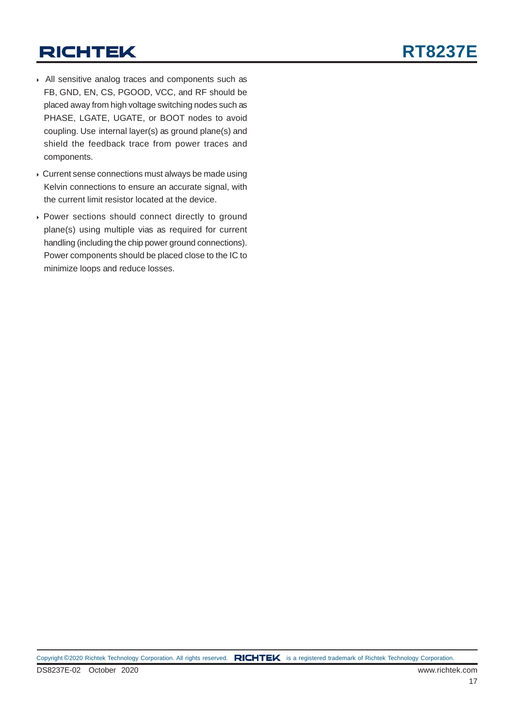- All sensitive analog traces and components such as FB, GND, EN, CS, PGOOD, VCC, and RF should be placed away from high voltage switching nodes such as PHASE, LGATE, UGATE, or BOOT nodes to avoid coupling. Use internal layer(s) as ground plane(s) and shield the feedback trace from power traces and components.
- Current sense connections must always be made using Kelvin connections to ensure an accurate signal, with the current limit resistor located at the device.
- Power sections should connect directly to ground plane(s) using multiple vias as required for current handling (including the chip power ground connections). Power components should be placed close to the IC to minimize loops and reduce losses.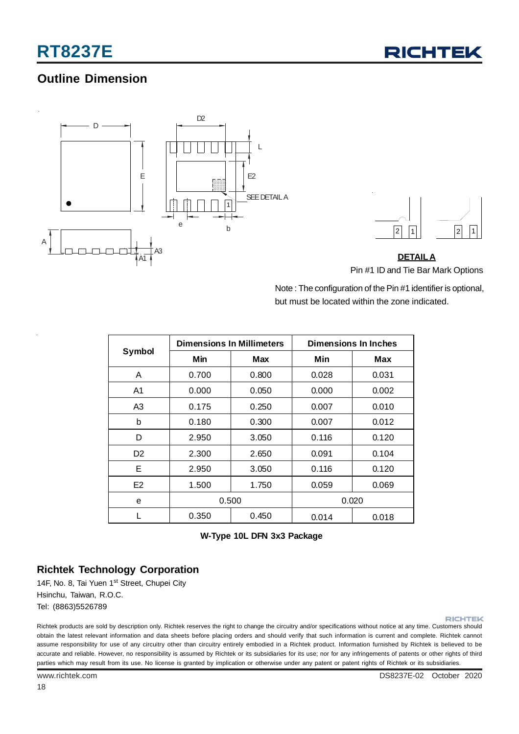## Outline Dimension

D
D2
L
E
E2
SEE DETAIL A
e
b
A
A3
A1

**DETAIL A**

Pin #1 ID and Tie Bar Mark Options

Note : The configuration of the Pin #1 identifier is optional, but must be located within the zone indicated.

| Symbol | Dimensions In Millimeters | | Dimensions In Inches | |
|---|---|---|---|---|
| | **Min** | **Max** | **Min** | **Max** |
| A | 0.700 | 0.800 | 0.028 | 0.031 |
| A1 | 0.000 | 0.050 | 0.000 | 0.002 |
| A3 | 0.175 | 0.250 | 0.007 | 0.010 |
| b | 0.180 | 0.300 | 0.007 | 0.012 |
| D | 2.950 | 3.050 | 0.116 | 0.120 |
| D2 | 2.300 | 2.650 | 0.091 | 0.104 |
| E | 2.950 | 3.050 | 0.116 | 0.120 |
| E2 | 1.500 | 1.750 | 0.059 | 0.069 |
| e | 0.500 | | 0.020 | |
| L | 0.350 | 0.450 | 0.014 | 0.018 |

**W-Type 10L DFN 3x3 Package**

### Richtek Technology Corporation

14F, No. 8, Tai Yuen 1st Street, Chupei City
Hsinchu, Taiwan, R.O.C.
Tel: (8863)5526789

Richtek products are sold by description only. Richtek reserves the right to change the circuitry and/or specifications without notice at any time. Customers should obtain the latest relevant information and data sheets before placing orders and should verify that such information is current and complete. Richtek cannot assume responsibility for use of any circuitry other than circuitry entirely embodied in a Richtek product. Information furnished by Richtek is believed to be accurate and reliable. However, no responsibility is assumed by Richtek or its subsidiaries for its use; nor for any infringements of patents or other rights of third parties which may result from its use. No license is granted by implication or otherwise under any patent or patent rights of Richtek or its subsidiaries.